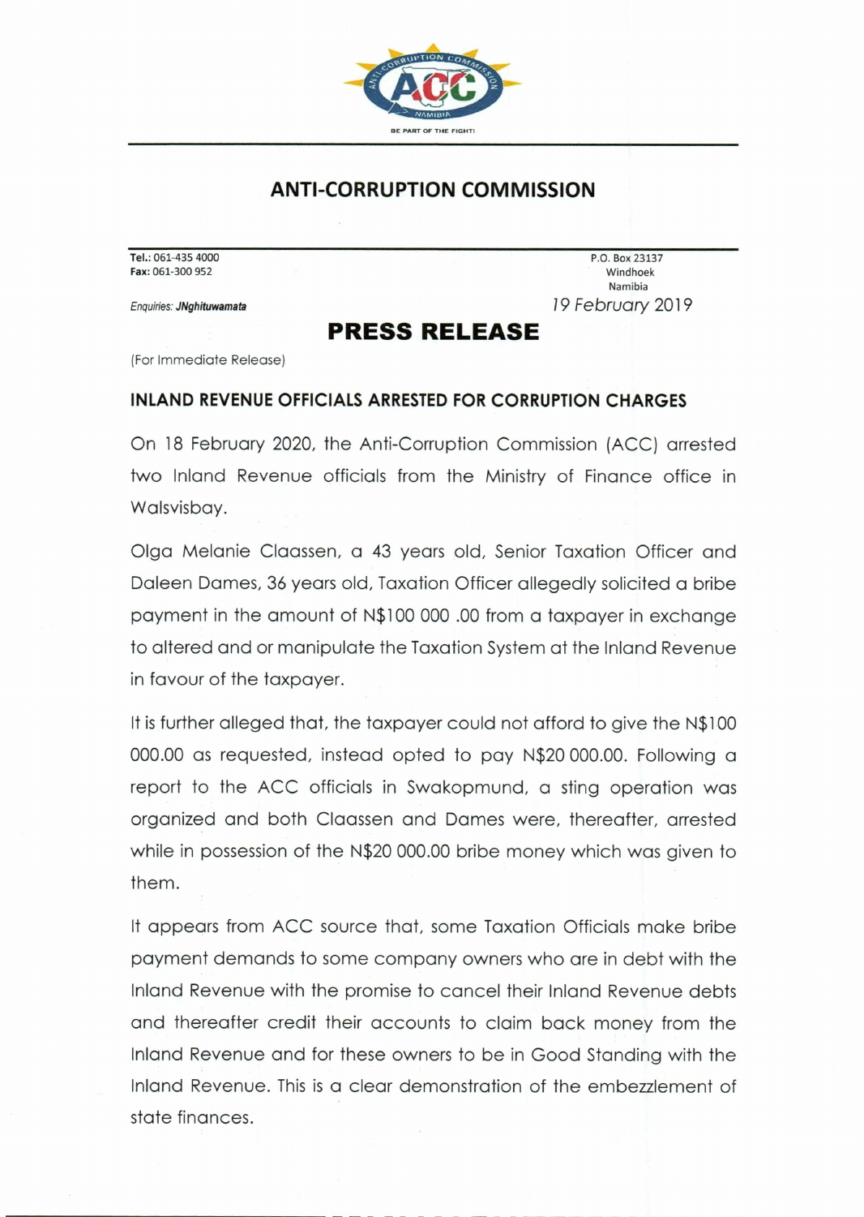ANTI-CORRUPTION COMMISSION NAMIBIA

BE PART OF THE FIGHT!

# ANTI-CORRUPTION COMMISSION

**Tel.:** 061-435 4000
**Fax:** 061-300 952

P.O. Box 23137
Windhoek
Namibia

*Enquiries:* ***JNghituwamata***

19 February 2019

# PRESS RELEASE

(For Immediate Release)

## INLAND REVENUE OFFICIALS ARRESTED FOR CORRUPTION CHARGES

On 18 February 2020, the Anti-Corruption Commission (ACC) arrested two Inland Revenue officials from the Ministry of Finance office in Walsvisbay.

Olga Melanie Claassen, a 43 years old, Senior Taxation Officer and Daleen Dames, 36 years old, Taxation Officer allegedly solicited a bribe payment in the amount of N$100 000 .00 from a taxpayer in exchange to altered and or manipulate the Taxation System at the Inland Revenue in favour of the taxpayer.

It is further alleged that, the taxpayer could not afford to give the N$100 000.00 as requested, instead opted to pay N$20 000.00. Following a report to the ACC officials in Swakopmund, a sting operation was organized and both Claassen and Dames were, thereafter, arrested while in possession of the N$20 000.00 bribe money which was given to them.

It appears from ACC source that, some Taxation Officials make bribe payment demands to some company owners who are in debt with the Inland Revenue with the promise to cancel their Inland Revenue debts and thereafter credit their accounts to claim back money from the Inland Revenue and for these owners to be in Good Standing with the Inland Revenue. This is a clear demonstration of the embezzlement of state finances.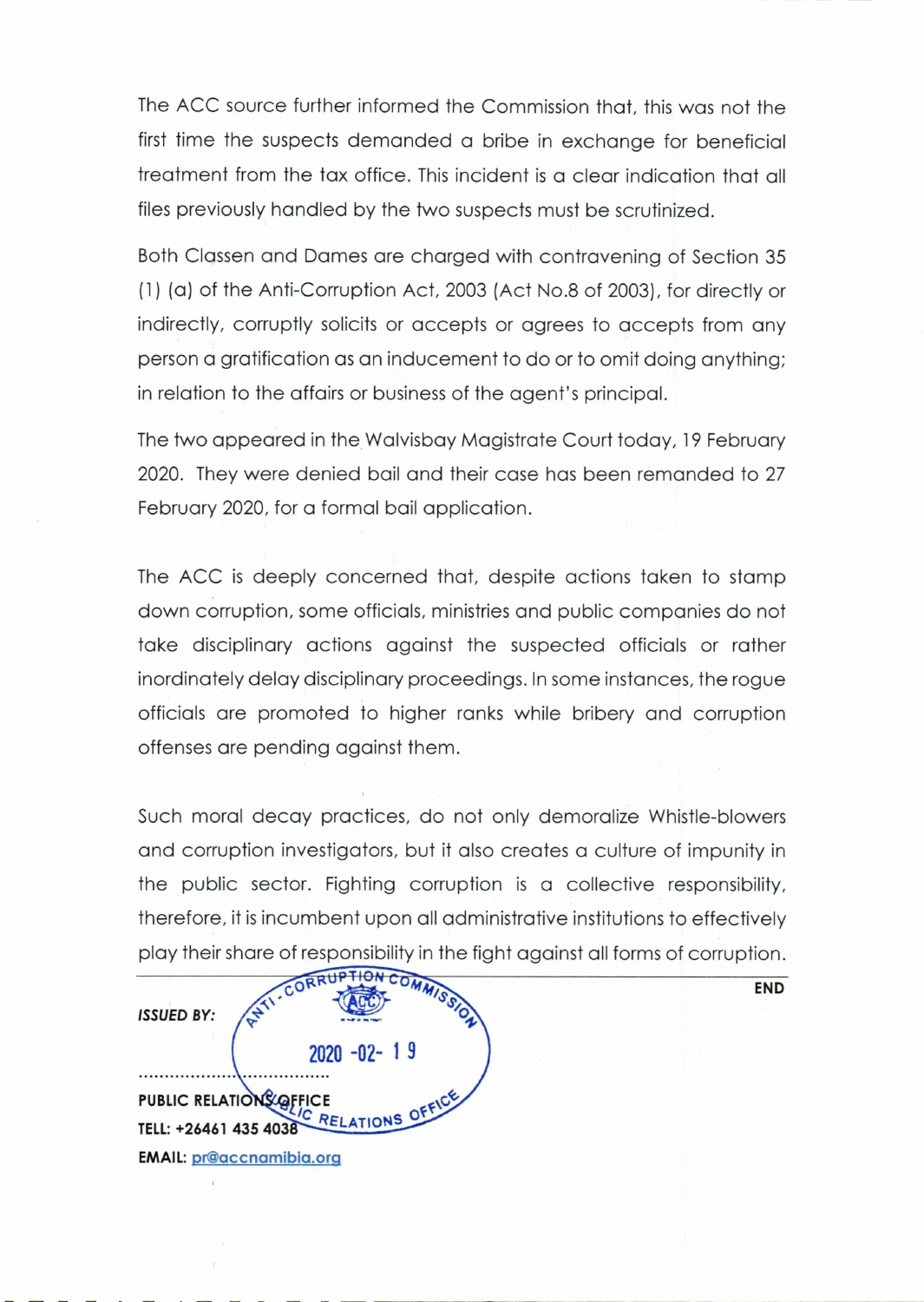The ACC source further informed the Commission that, this was not the first time the suspects demanded a bribe in exchange for beneficial treatment from the tax office. This incident is a clear indication that all files previously handled by the two suspects must be scrutinized.

Both Classen and Dames are charged with contravening of Section 35 (1) (a) of the Anti-Corruption Act, 2003 (Act No.8 of 2003), for directly or indirectly, corruptly solicits or accepts or agrees to accepts from any person a gratification as an inducement to do or to omit doing anything; in relation to the affairs or business of the agent's principal.

The two appeared in the Walvisbay Magistrate Court today, 19 February 2020. They were denied bail and their case has been remanded to 27 February 2020, for a formal bail application.

The ACC is deeply concerned that, despite actions taken to stamp down corruption, some officials, ministries and public companies do not take disciplinary actions against the suspected officials or rather inordinately delay disciplinary proceedings. In some instances, the rogue officials are promoted to higher ranks while bribery and corruption offenses are pending against them.

Such moral decay practices, do not only demoralize Whistle-blowers and corruption investigators, but it also creates a culture of impunity in the public sector. Fighting corruption is a collective responsibility, therefore, it is incumbent upon all administrative institutions to effectively play their share of responsibility in the fight against all forms of corruption.

**END**

***ISSUED BY:***

ANTI-CORRUPTION COMMISSION
ACC
2020 -02- 19
PUBLIC RELATIONS OFFICE

.....................................

**PUBLIC RELATIONS OFFICE**

**TELL: +26461 435 4038**

**EMAIL:** pr@accnamibia.org